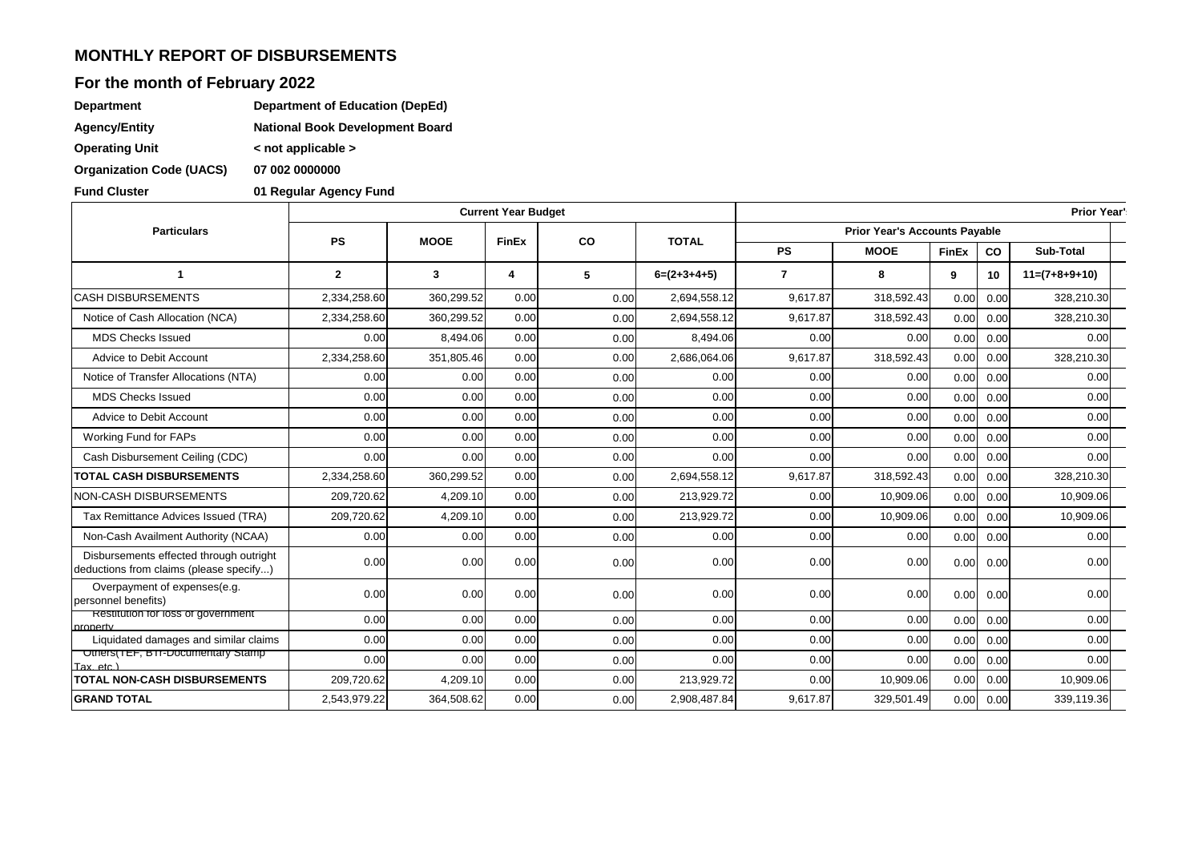## MONTHLY REPORT OF DISBURSEMENTS

## For the month of February 2022

**Department** **Department of Education (DepEd)**

**Agency/Entity** **National Book Development Board**

**Operating Unit** **< not applicable >**

**Organization Code (UACS)** **07 002 0000000**

**Fund Cluster** **01 Regular Agency Fund**

| Particulars | Current Year Budget | | | | | Prior Year' | | | | |
|---|---|---|---|---|---|---|---|---|---|---|
| | | | | | | Prior Year's Accounts Payable | | | | |
| | PS | MOOE | FinEx | CO | TOTAL | PS | MOOE | FinEx | CO | Sub-Total |
| 1 | 2 | 3 | 4 | 5 | 6=(2+3+4+5) | 7 | 8 | 9 | 10 | 11=(7+8+9+10) |
| CASH DISBURSEMENTS | 2,334,258.60 | 360,299.52 | 0.00 | 0.00 | 2,694,558.12 | 9,617.87 | 318,592.43 | 0.00 | 0.00 | 328,210.30 |
| Notice of Cash Allocation (NCA) | 2,334,258.60 | 360,299.52 | 0.00 | 0.00 | 2,694,558.12 | 9,617.87 | 318,592.43 | 0.00 | 0.00 | 328,210.30 |
| MDS Checks Issued | 0.00 | 8,494.06 | 0.00 | 0.00 | 8,494.06 | 0.00 | 0.00 | 0.00 | 0.00 | 0.00 |
| Advice to Debit Account | 2,334,258.60 | 351,805.46 | 0.00 | 0.00 | 2,686,064.06 | 9,617.87 | 318,592.43 | 0.00 | 0.00 | 328,210.30 |
| Notice of Transfer Allocations (NTA) | 0.00 | 0.00 | 0.00 | 0.00 | 0.00 | 0.00 | 0.00 | 0.00 | 0.00 | 0.00 |
| MDS Checks Issued | 0.00 | 0.00 | 0.00 | 0.00 | 0.00 | 0.00 | 0.00 | 0.00 | 0.00 | 0.00 |
| Advice to Debit Account | 0.00 | 0.00 | 0.00 | 0.00 | 0.00 | 0.00 | 0.00 | 0.00 | 0.00 | 0.00 |
| Working Fund for FAPs | 0.00 | 0.00 | 0.00 | 0.00 | 0.00 | 0.00 | 0.00 | 0.00 | 0.00 | 0.00 |
| Cash Disbursement Ceiling (CDC) | 0.00 | 0.00 | 0.00 | 0.00 | 0.00 | 0.00 | 0.00 | 0.00 | 0.00 | 0.00 |
| **TOTAL CASH DISBURSEMENTS** | 2,334,258.60 | 360,299.52 | 0.00 | 0.00 | 2,694,558.12 | 9,617.87 | 318,592.43 | 0.00 | 0.00 | 328,210.30 |
| NON-CASH DISBURSEMENTS | 209,720.62 | 4,209.10 | 0.00 | 0.00 | 213,929.72 | 0.00 | 10,909.06 | 0.00 | 0.00 | 10,909.06 |
| Tax Remittance Advices Issued (TRA) | 209,720.62 | 4,209.10 | 0.00 | 0.00 | 213,929.72 | 0.00 | 10,909.06 | 0.00 | 0.00 | 10,909.06 |
| Non-Cash Availment Authority (NCAA) | 0.00 | 0.00 | 0.00 | 0.00 | 0.00 | 0.00 | 0.00 | 0.00 | 0.00 | 0.00 |
| Disbursements effected through outright deductions from claims (please specify...) | 0.00 | 0.00 | 0.00 | 0.00 | 0.00 | 0.00 | 0.00 | 0.00 | 0.00 | 0.00 |
| Overpayment of expenses(e.g. personnel benefits) | 0.00 | 0.00 | 0.00 | 0.00 | 0.00 | 0.00 | 0.00 | 0.00 | 0.00 | 0.00 |
| Restitution for loss of government property | 0.00 | 0.00 | 0.00 | 0.00 | 0.00 | 0.00 | 0.00 | 0.00 | 0.00 | 0.00 |
| Liquidated damages and similar claims | 0.00 | 0.00 | 0.00 | 0.00 | 0.00 | 0.00 | 0.00 | 0.00 | 0.00 | 0.00 |
| Others(TEF, BTr-Documentary Stamp Tax, etc.) | 0.00 | 0.00 | 0.00 | 0.00 | 0.00 | 0.00 | 0.00 | 0.00 | 0.00 | 0.00 |
| **TOTAL NON-CASH DISBURSEMENTS** | 209,720.62 | 4,209.10 | 0.00 | 0.00 | 213,929.72 | 0.00 | 10,909.06 | 0.00 | 0.00 | 10,909.06 |
| **GRAND TOTAL** | 2,543,979.22 | 364,508.62 | 0.00 | 0.00 | 2,908,487.84 | 9,617.87 | 329,501.49 | 0.00 | 0.00 | 339,119.36 |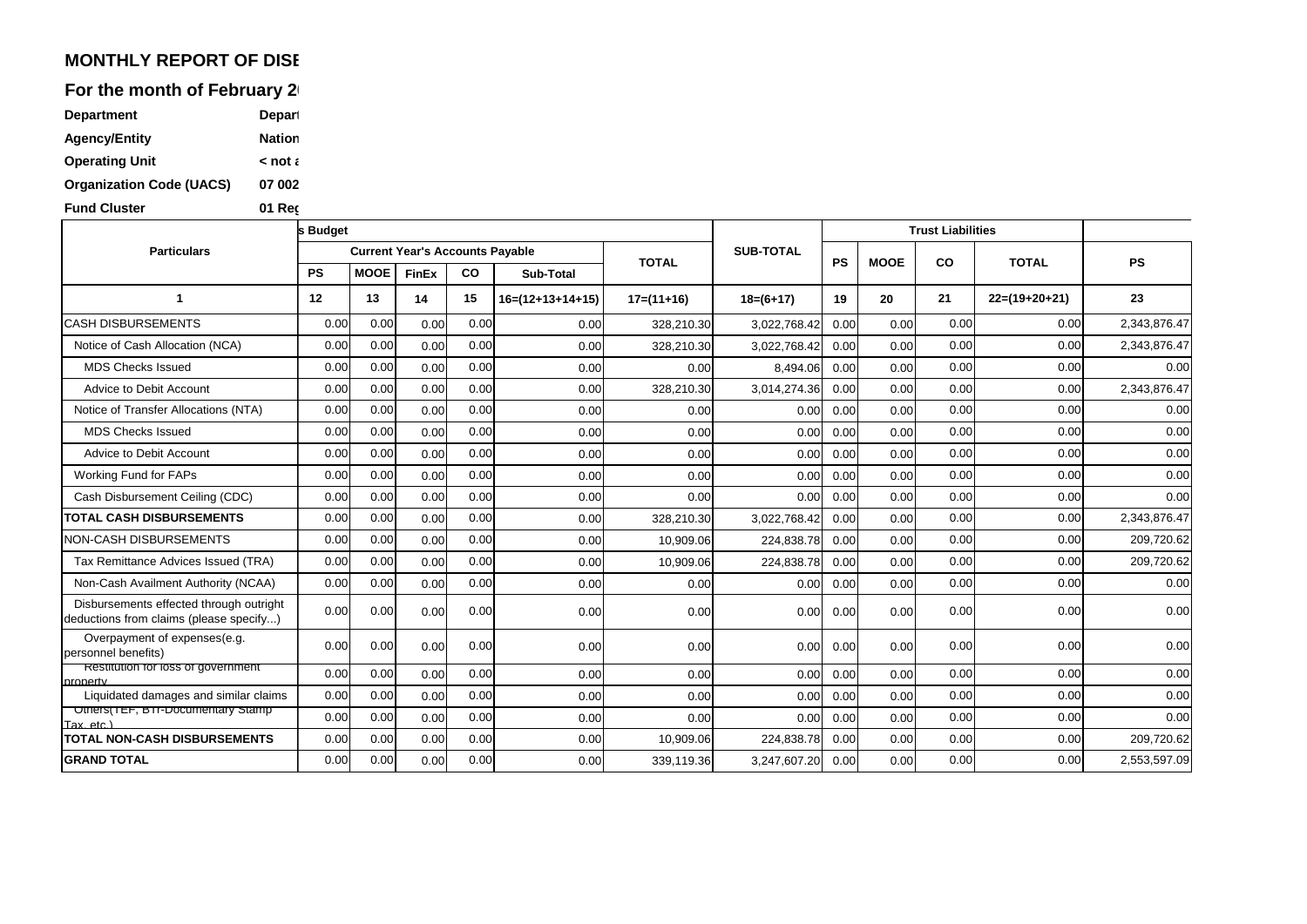**MONTHLY REPORT OF DISE**

**For the month of February 2**

| | |
|---|---|
| **Department** | **Depart** |
| **Agency/Entity** | **Nation** |
| **Operating Unit** | **< not a** |
| **Organization Code (UACS)** | **07 002** |
| **Fund Cluster** | **01 Reg** |

| Particulars | s Budget | | | | | | | Trust Liabilities | | | | | |
|---|---|---|---|---|---|---|---|---|---|---|---|---|---|
| | Current Year's Accounts Payable | | | | | TOTAL | SUB-TOTAL | PS | MOOE | CO | TOTAL | PS |
| | PS | MOOE | FinEx | CO | Sub-Total | | | | | | | |
| 1 | 12 | 13 | 14 | 15 | 16=(12+13+14+15) | 17=(11+16) | 18=(6+17) | 19 | 20 | 21 | 22=(19+20+21) | 23 |
| CASH DISBURSEMENTS | 0.00 | 0.00 | 0.00 | 0.00 | 0.00 | 328,210.30 | 3,022,768.42 | 0.00 | 0.00 | 0.00 | 0.00 | 2,343,876.47 |
| Notice of Cash Allocation (NCA) | 0.00 | 0.00 | 0.00 | 0.00 | 0.00 | 328,210.30 | 3,022,768.42 | 0.00 | 0.00 | 0.00 | 0.00 | 2,343,876.47 |
| MDS Checks Issued | 0.00 | 0.00 | 0.00 | 0.00 | 0.00 | 0.00 | 8,494.06 | 0.00 | 0.00 | 0.00 | 0.00 | 0.00 |
| Advice to Debit Account | 0.00 | 0.00 | 0.00 | 0.00 | 0.00 | 328,210.30 | 3,014,274.36 | 0.00 | 0.00 | 0.00 | 0.00 | 2,343,876.47 |
| Notice of Transfer Allocations (NTA) | 0.00 | 0.00 | 0.00 | 0.00 | 0.00 | 0.00 | 0.00 | 0.00 | 0.00 | 0.00 | 0.00 | 0.00 |
| MDS Checks Issued | 0.00 | 0.00 | 0.00 | 0.00 | 0.00 | 0.00 | 0.00 | 0.00 | 0.00 | 0.00 | 0.00 | 0.00 |
| Advice to Debit Account | 0.00 | 0.00 | 0.00 | 0.00 | 0.00 | 0.00 | 0.00 | 0.00 | 0.00 | 0.00 | 0.00 | 0.00 |
| Working Fund for FAPs | 0.00 | 0.00 | 0.00 | 0.00 | 0.00 | 0.00 | 0.00 | 0.00 | 0.00 | 0.00 | 0.00 | 0.00 |
| Cash Disbursement Ceiling (CDC) | 0.00 | 0.00 | 0.00 | 0.00 | 0.00 | 0.00 | 0.00 | 0.00 | 0.00 | 0.00 | 0.00 | 0.00 |
| **TOTAL CASH DISBURSEMENTS** | 0.00 | 0.00 | 0.00 | 0.00 | 0.00 | 328,210.30 | 3,022,768.42 | 0.00 | 0.00 | 0.00 | 0.00 | 2,343,876.47 |
| NON-CASH DISBURSEMENTS | 0.00 | 0.00 | 0.00 | 0.00 | 0.00 | 10,909.06 | 224,838.78 | 0.00 | 0.00 | 0.00 | 0.00 | 209,720.62 |
| Tax Remittance Advices Issued (TRA) | 0.00 | 0.00 | 0.00 | 0.00 | 0.00 | 10,909.06 | 224,838.78 | 0.00 | 0.00 | 0.00 | 0.00 | 209,720.62 |
| Non-Cash Availment Authority (NCAA) | 0.00 | 0.00 | 0.00 | 0.00 | 0.00 | 0.00 | 0.00 | 0.00 | 0.00 | 0.00 | 0.00 | 0.00 |
| Disbursements effected through outright deductions from claims (please specify...) | 0.00 | 0.00 | 0.00 | 0.00 | 0.00 | 0.00 | 0.00 | 0.00 | 0.00 | 0.00 | 0.00 | 0.00 |
| Overpayment of expenses(e.g. personnel benefits) | 0.00 | 0.00 | 0.00 | 0.00 | 0.00 | 0.00 | 0.00 | 0.00 | 0.00 | 0.00 | 0.00 | 0.00 |
| Restitution for loss of government property | 0.00 | 0.00 | 0.00 | 0.00 | 0.00 | 0.00 | 0.00 | 0.00 | 0.00 | 0.00 | 0.00 | 0.00 |
| Liquidated damages and similar claims | 0.00 | 0.00 | 0.00 | 0.00 | 0.00 | 0.00 | 0.00 | 0.00 | 0.00 | 0.00 | 0.00 | 0.00 |
| Others(TEF, BTr-Documentary Stamp Tax, etc.) | 0.00 | 0.00 | 0.00 | 0.00 | 0.00 | 0.00 | 0.00 | 0.00 | 0.00 | 0.00 | 0.00 | 0.00 |
| **TOTAL NON-CASH DISBURSEMENTS** | 0.00 | 0.00 | 0.00 | 0.00 | 0.00 | 10,909.06 | 224,838.78 | 0.00 | 0.00 | 0.00 | 0.00 | 209,720.62 |
| **GRAND TOTAL** | 0.00 | 0.00 | 0.00 | 0.00 | 0.00 | 339,119.36 | 3,247,607.20 | 0.00 | 0.00 | 0.00 | 0.00 | 2,553,597.09 |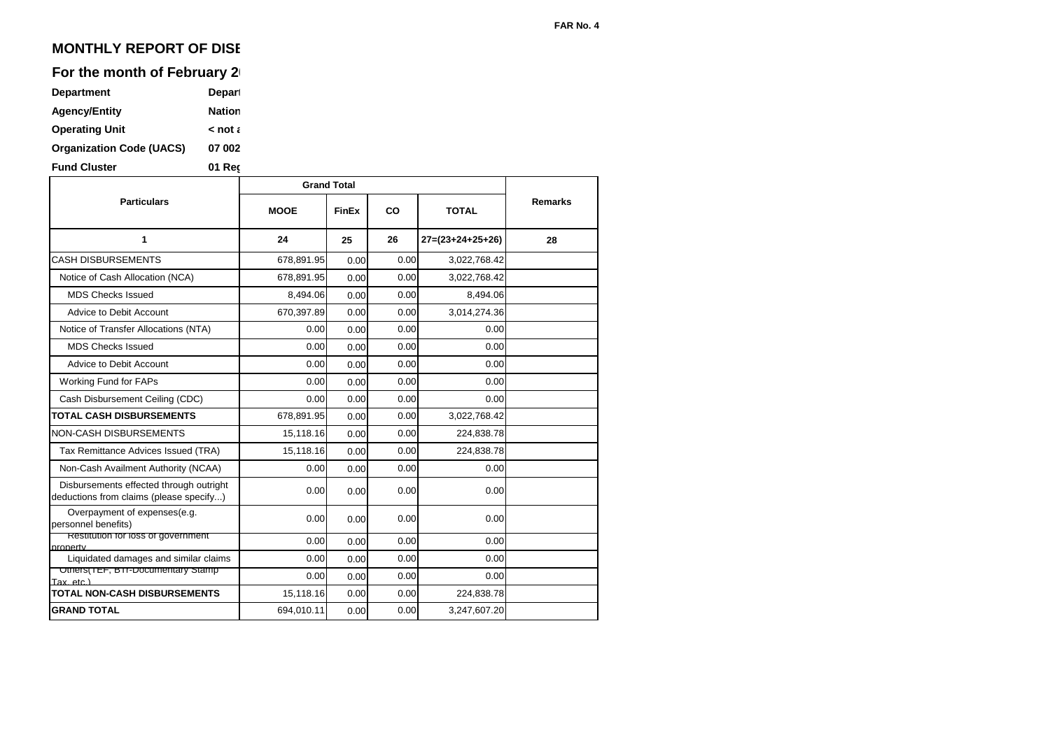FAR No. 4

## MONTHLY REPORT OF DISE

## For the month of February 2

| | |
|---|---|
| **Department** | **Depart** |
| **Agency/Entity** | **Nation** |
| **Operating Unit** | **< not a** |
| **Organization Code (UACS)** | **07 002** |
| **Fund Cluster** | **01 Reg** |

| Particulars | Grand Total | | | | Remarks |
|---|---|---|---|---|---|
| | MOOE | FinEx | CO | TOTAL | |
| 1 | 24 | 25 | 26 | 27=(23+24+25+26) | 28 |
| CASH DISBURSEMENTS | 678,891.95 | 0.00 | 0.00 | 3,022,768.42 | |
| Notice of Cash Allocation (NCA) | 678,891.95 | 0.00 | 0.00 | 3,022,768.42 | |
| MDS Checks Issued | 8,494.06 | 0.00 | 0.00 | 8,494.06 | |
| Advice to Debit Account | 670,397.89 | 0.00 | 0.00 | 3,014,274.36 | |
| Notice of Transfer Allocations (NTA) | 0.00 | 0.00 | 0.00 | 0.00 | |
| MDS Checks Issued | 0.00 | 0.00 | 0.00 | 0.00 | |
| Advice to Debit Account | 0.00 | 0.00 | 0.00 | 0.00 | |
| Working Fund for FAPs | 0.00 | 0.00 | 0.00 | 0.00 | |
| Cash Disbursement Ceiling (CDC) | 0.00 | 0.00 | 0.00 | 0.00 | |
| **TOTAL CASH DISBURSEMENTS** | 678,891.95 | 0.00 | 0.00 | 3,022,768.42 | |
| NON-CASH DISBURSEMENTS | 15,118.16 | 0.00 | 0.00 | 224,838.78 | |
| Tax Remittance Advices Issued (TRA) | 15,118.16 | 0.00 | 0.00 | 224,838.78 | |
| Non-Cash Availment Authority (NCAA) | 0.00 | 0.00 | 0.00 | 0.00 | |
| Disbursements effected through outright deductions from claims (please specify...) | 0.00 | 0.00 | 0.00 | 0.00 | |
| Overpayment of expenses(e.g. personnel benefits) | 0.00 | 0.00 | 0.00 | 0.00 | |
| Restitution for loss of government property | 0.00 | 0.00 | 0.00 | 0.00 | |
| Liquidated damages and similar claims | 0.00 | 0.00 | 0.00 | 0.00 | |
| Others(TEF, BTr-Documentary Stamp Tax, etc.) | 0.00 | 0.00 | 0.00 | 0.00 | |
| **TOTAL NON-CASH DISBURSEMENTS** | 15,118.16 | 0.00 | 0.00 | 224,838.78 | |
| **GRAND TOTAL** | 694,010.11 | 0.00 | 0.00 | 3,247,607.20 | |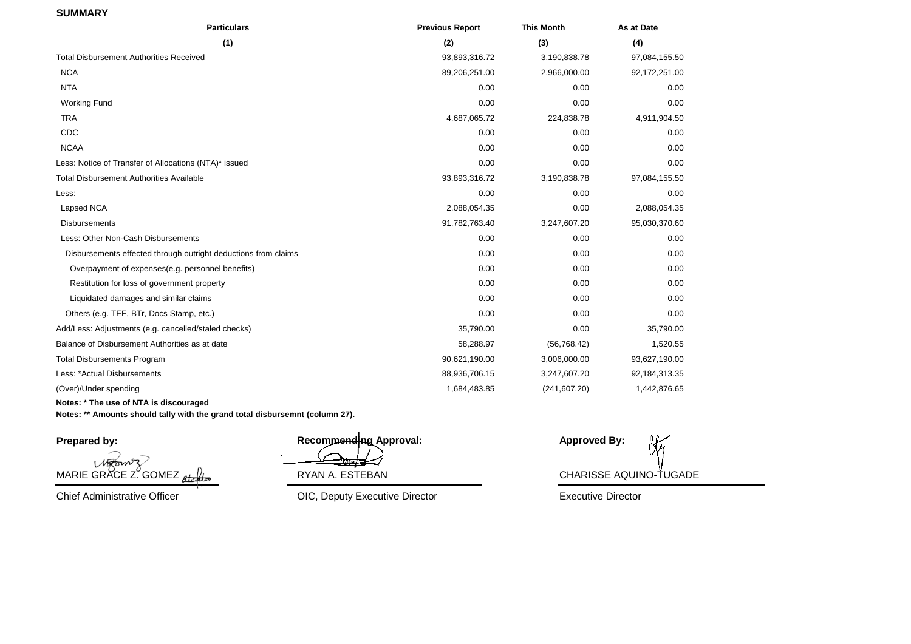**SUMMARY**

| Particulars | Previous Report | This Month | As at Date |
|---|---|---|---|
| (1) | (2) | (3) | (4) |
| Total Disbursement Authorities Received | 93,893,316.72 | 3,190,838.78 | 97,084,155.50 |
| NCA | 89,206,251.00 | 2,966,000.00 | 92,172,251.00 |
| NTA | 0.00 | 0.00 | 0.00 |
| Working Fund | 0.00 | 0.00 | 0.00 |
| TRA | 4,687,065.72 | 224,838.78 | 4,911,904.50 |
| CDC | 0.00 | 0.00 | 0.00 |
| NCAA | 0.00 | 0.00 | 0.00 |
| Less: Notice of Transfer of Allocations (NTA)* issued | 0.00 | 0.00 | 0.00 |
| Total Disbursement Authorities Available | 93,893,316.72 | 3,190,838.78 | 97,084,155.50 |
| Less: | 0.00 | 0.00 | 0.00 |
| Lapsed NCA | 2,088,054.35 | 0.00 | 2,088,054.35 |
| Disbursements | 91,782,763.40 | 3,247,607.20 | 95,030,370.60 |
| Less: Other Non-Cash Disbursements | 0.00 | 0.00 | 0.00 |
| Disbursements effected through outright deductions from claims | 0.00 | 0.00 | 0.00 |
| Overpayment of expenses(e.g. personnel benefits) | 0.00 | 0.00 | 0.00 |
| Restitution for loss of government property | 0.00 | 0.00 | 0.00 |
| Liquidated damages and similar claims | 0.00 | 0.00 | 0.00 |
| Others (e.g. TEF, BTr, Docs Stamp, etc.) | 0.00 | 0.00 | 0.00 |
| Add/Less: Adjustments (e.g. cancelled/staled checks) | 35,790.00 | 0.00 | 35,790.00 |
| Balance of Disbursement Authorities as at date | 58,288.97 | (56,768.42) | 1,520.55 |
| Total Disbursements Program | 90,621,190.00 | 3,006,000.00 | 93,627,190.00 |
| Less: *Actual Disbursements | 88,936,706.15 | 3,247,607.20 | 92,184,313.35 |
| (Over)/Under spending | 1,684,483.85 | (241,607.20) | 1,442,876.65 |

**Notes: * The use of NTA is discouraged**

**Notes: ** Amounts should tally with the grand total disbursemnt (column 27).**

| Prepared by: | Recommending Approval: | Approved By: |
|---|---|---|
| MARIE GRACE Z. GOMEZ | RYAN A. ESTEBAN | CHARISSE AQUINO-TUGADE |
| Chief Administrative Officer | OIC, Deputy Executive Director | Executive Director |